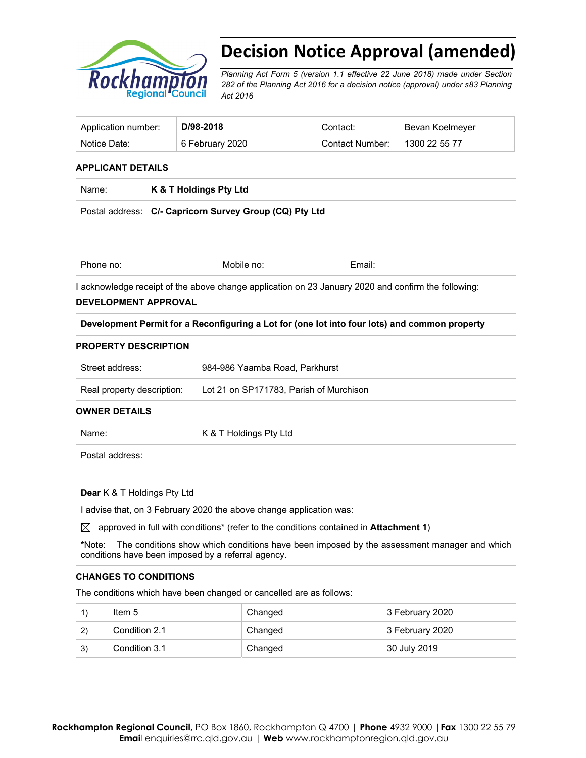# Decision Notice Approval (amended)

*Planning Act Form 5 (version 1.1 effective 22 June 2018) made under Section 282 of the Planning Act 2016 for a decision notice (approval) under s83 Planning Act 2016*

| Application number: | **D/98-2018** | Contact: | Bevan Koelmeyer |
|---|---|---|---|
| Notice Date: | 6 February 2020 | Contact Number: | 1300 22 55 77 |

### APPLICANT DETAILS

| | |
|---|---|
| Name: | **K & T Holdings Pty Ltd** |
| Postal address: | **C/- Capricorn Survey Group (CQ) Pty Ltd** |
| Phone no: | Mobile no: Email: |

I acknowledge receipt of the above change application on 23 January 2020 and confirm the following:

### DEVELOPMENT APPROVAL

**Development Permit for a Reconfiguring a Lot for (one lot into four lots) and common property**

### PROPERTY DESCRIPTION

| | |
|---|---|
| Street address: | 984-986 Yaamba Road, Parkhurst |
| Real property description: | Lot 21 on SP171783, Parish of Murchison |

### OWNER DETAILS

| | |
|---|---|
| Name: | K & T Holdings Pty Ltd |
| Postal address: | |

**Dear** K & T Holdings Pty Ltd

I advise that, on 3 February 2020 the above change application was:

☒ approved in full with conditions* (refer to the conditions contained in **Attachment 1**)

***Note:** The conditions show which conditions have been imposed by the assessment manager and which conditions have been imposed by a referral agency.

### CHANGES TO CONDITIONS

The conditions which have been changed or cancelled are as follows:

| | | | |
|---|---|---|---|
| 1) | Item 5 | Changed | 3 February 2020 |
| 2) | Condition 2.1 | Changed | 3 February 2020 |
| 3) | Condition 3.1 | Changed | 30 July 2019 |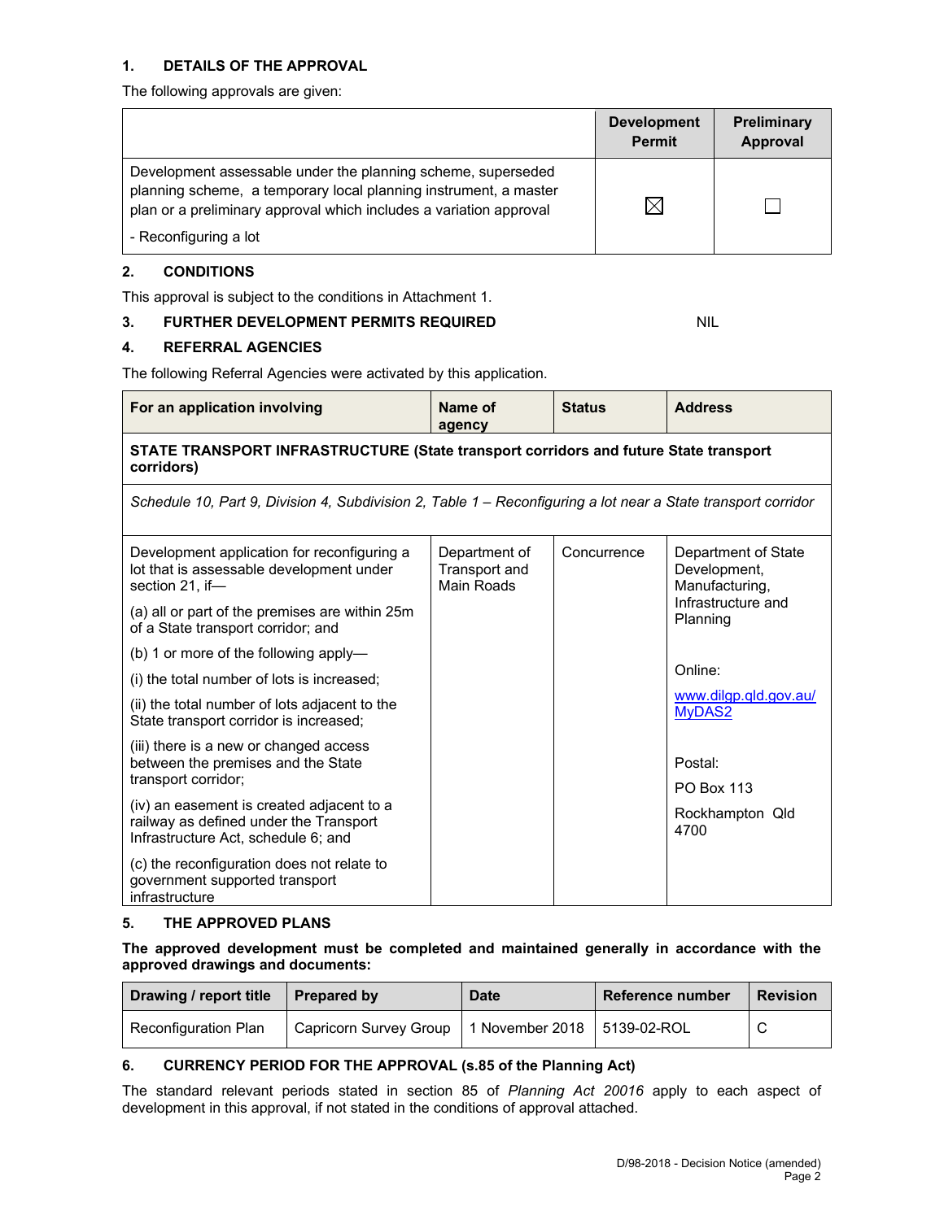## 1. DETAILS OF THE APPROVAL

The following approvals are given:

| | Development Permit | Preliminary Approval |
|---|---|---|
| Development assessable under the planning scheme, superseded planning scheme, a temporary local planning instrument, a master plan or a preliminary approval which includes a variation approval<br>- Reconfiguring a lot | ☒ | ☐ |

## 2. CONDITIONS

This approval is subject to the conditions in Attachment 1.

## 3. FURTHER DEVELOPMENT PERMITS REQUIRED NIL

## 4. REFERRAL AGENCIES

The following Referral Agencies were activated by this application.

| For an application involving | Name of agency | Status | Address |
|---|---|---|---|
| **STATE TRANSPORT INFRASTRUCTURE (State transport corridors and future State transport corridors)** | | | |
| *Schedule 10, Part 9, Division 4, Subdivision 2, Table 1 – Reconfiguring a lot near a State transport corridor* | | | |
| Development application for reconfiguring a lot that is assessable development under section 21, if—<br>(a) all or part of the premises are within 25m of a State transport corridor; and<br>(b) 1 or more of the following apply—<br>(i) the total number of lots is increased;<br>(ii) the total number of lots adjacent to the State transport corridor is increased;<br>(iii) there is a new or changed access between the premises and the State transport corridor;<br>(iv) an easement is created adjacent to a railway as defined under the Transport Infrastructure Act, schedule 6; and<br>(c) the reconfiguration does not relate to government supported transport infrastructure | Department of Transport and Main Roads | Concurrence | Department of State Development, Manufacturing, Infrastructure and Planning<br><br>Online:<br>www.dilgp.qld.gov.au/MyDAS2<br><br>Postal:<br>PO Box 113<br>Rockhampton Qld 4700 |

## 5. THE APPROVED PLANS

**The approved development must be completed and maintained generally in accordance with the approved drawings and documents:**

| Drawing / report title | Prepared by | Date | Reference number | Revision |
|---|---|---|---|---|
| Reconfiguration Plan | Capricorn Survey Group | 1 November 2018 | 5139-02-ROL | C |

## 6. CURRENCY PERIOD FOR THE APPROVAL (s.85 of the Planning Act)

The standard relevant periods stated in section 85 of *Planning Act 20016* apply to each aspect of development in this approval, if not stated in the conditions of approval attached.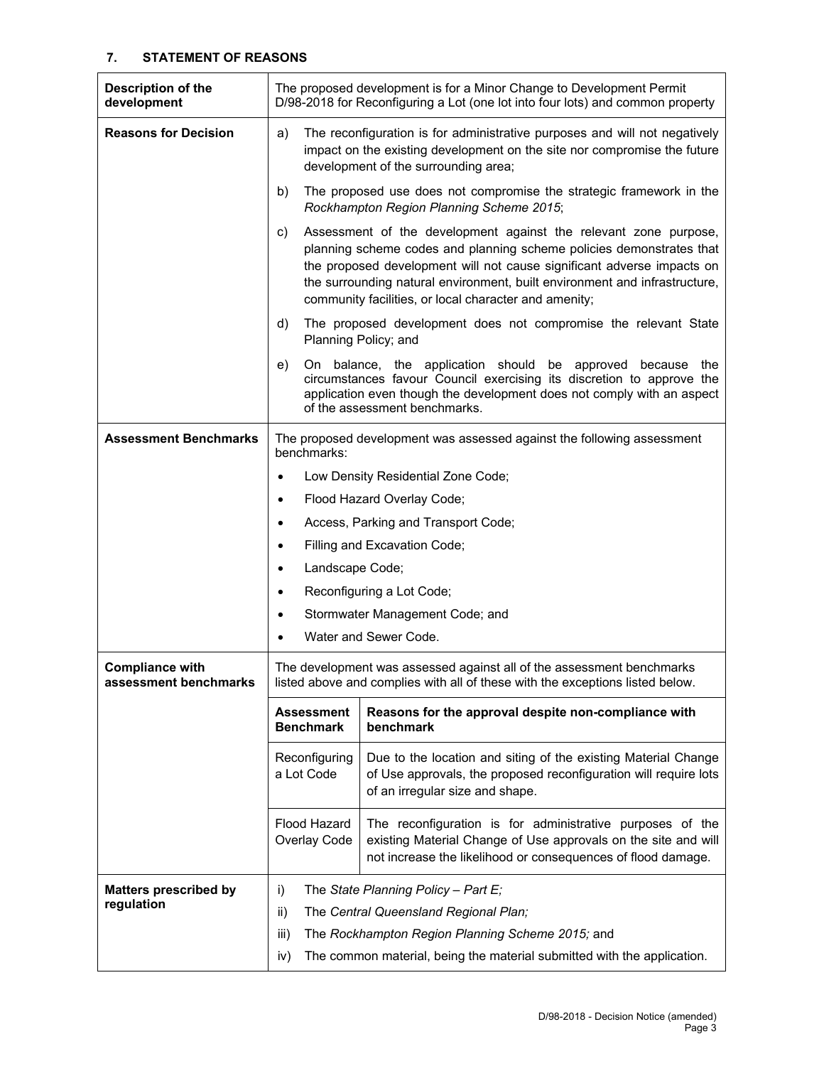## 7. STATEMENT OF REASONS

| | |
|---|---|
| **Description of the development** | The proposed development is for a Minor Change to Development Permit D/98-2018 for Reconfiguring a Lot (one lot into four lots) and common property |
| **Reasons for Decision** | a) The reconfiguration is for administrative purposes and will not negatively impact on the existing development on the site nor compromise the future development of the surrounding area;<br>b) The proposed use does not compromise the strategic framework in the *Rockhampton Region Planning Scheme 2015*;<br>c) Assessment of the development against the relevant zone purpose, planning scheme codes and planning scheme policies demonstrates that the proposed development will not cause significant adverse impacts on the surrounding natural environment, built environment and infrastructure, community facilities, or local character and amenity;<br>d) The proposed development does not compromise the relevant State Planning Policy; and<br>e) On balance, the application should be approved because the circumstances favour Council exercising its discretion to approve the application even though the development does not comply with an aspect of the assessment benchmarks. |
| **Assessment Benchmarks** | The proposed development was assessed against the following assessment benchmarks:<br>• Low Density Residential Zone Code;<br>• Flood Hazard Overlay Code;<br>• Access, Parking and Transport Code;<br>• Filling and Excavation Code;<br>• Landscape Code;<br>• Reconfiguring a Lot Code;<br>• Stormwater Management Code; and<br>• Water and Sewer Code. |
| **Compliance with assessment benchmarks** | The development was assessed against all of the assessment benchmarks listed above and complies with all of these with the exceptions listed below. |

| Assessment Benchmark | Reasons for the approval despite non-compliance with benchmark |
|---|---|
| Reconfiguring a Lot Code | Due to the location and siting of the existing Material Change of Use approvals, the proposed reconfiguration will require lots of an irregular size and shape. |
| Flood Hazard Overlay Code | The reconfiguration is for administrative purposes of the existing Material Change of Use approvals on the site and will not increase the likelihood or consequences of flood damage. |

| | |
|---|---|
| **Matters prescribed by regulation** | i) The *State Planning Policy – Part E;*<br>ii) The *Central Queensland Regional Plan;*<br>iii) The *Rockhampton Region Planning Scheme 2015;* and<br>iv) The common material, being the material submitted with the application. |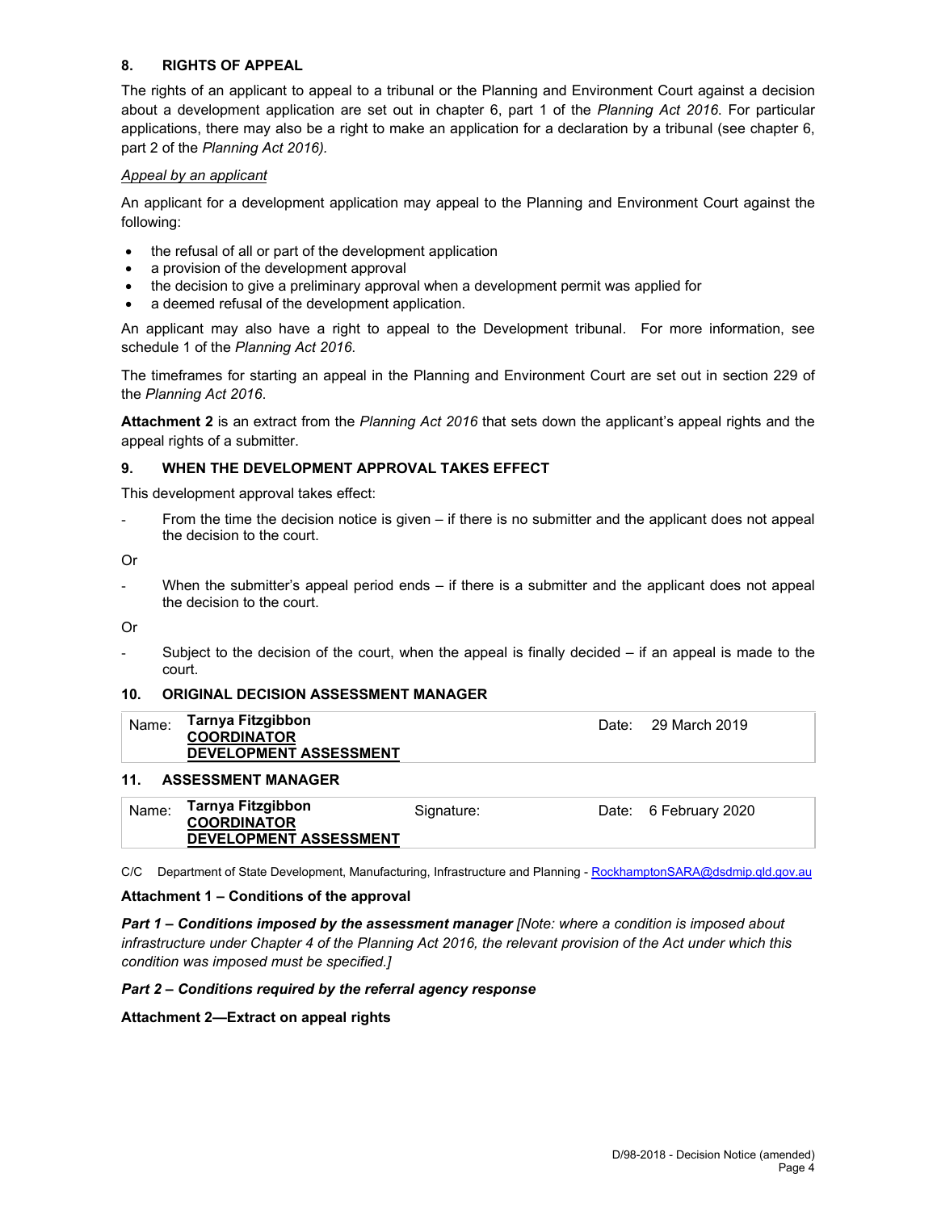## 8. RIGHTS OF APPEAL

The rights of an applicant to appeal to a tribunal or the Planning and Environment Court against a decision about a development application are set out in chapter 6, part 1 of the *Planning Act 2016*. For particular applications, there may also be a right to make an application for a declaration by a tribunal (see chapter 6, part 2 of the *Planning Act 2016).*

*Appeal by an applicant*

An applicant for a development application may appeal to the Planning and Environment Court against the following:

- the refusal of all or part of the development application
- a provision of the development approval
- the decision to give a preliminary approval when a development permit was applied for
- a deemed refusal of the development application.

An applicant may also have a right to appeal to the Development tribunal. For more information, see schedule 1 of the *Planning Act 2016*.

The timeframes for starting an appeal in the Planning and Environment Court are set out in section 229 of the *Planning Act 2016*.

**Attachment 2** is an extract from the *Planning Act 2016* that sets down the applicant's appeal rights and the appeal rights of a submitter.

## 9. WHEN THE DEVELOPMENT APPROVAL TAKES EFFECT

This development approval takes effect:

- From the time the decision notice is given – if there is no submitter and the applicant does not appeal the decision to the court.

Or

- When the submitter's appeal period ends – if there is a submitter and the applicant does not appeal the decision to the court.

Or

- Subject to the decision of the court, when the appeal is finally decided – if an appeal is made to the court.

## 10. ORIGINAL DECISION ASSESSMENT MANAGER

| Name: | **Tarnya Fitzgibbon**<br>**COORDINATOR**<br>**DEVELOPMENT ASSESSMENT** | Date: | 29 March 2019 |
|---|---|---|---|

## 11. ASSESSMENT MANAGER

| Name: | **Tarnya Fitzgibbon**<br>**COORDINATOR**<br>**DEVELOPMENT ASSESSMENT** | Signature: | Date: | 6 February 2020 |
|---|---|---|---|---|

C/C Department of State Development, Manufacturing, Infrastructure and Planning - RockhamptonSARA@dsdmip.qld.gov.au

**Attachment 1 – Conditions of the approval**

***Part 1 – Conditions imposed by the assessment manager*** *[Note: where a condition is imposed about infrastructure under Chapter 4 of the Planning Act 2016, the relevant provision of the Act under which this condition was imposed must be specified.]*

***Part 2 – Conditions required by the referral agency response***

**Attachment 2—Extract on appeal rights**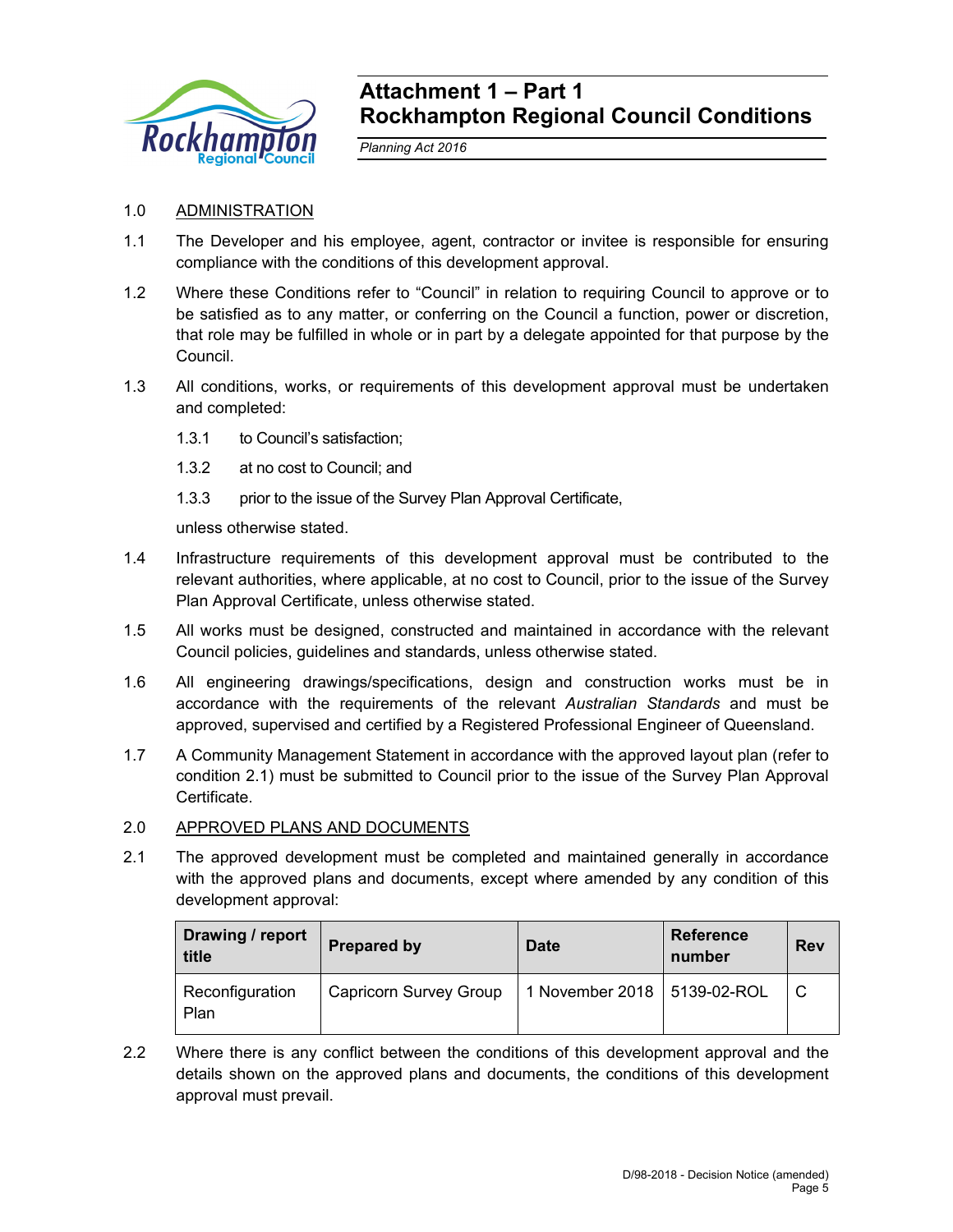# Attachment 1 – Part 1
# Rockhampton Regional Council Conditions

*Planning Act 2016*

1.0 ADMINISTRATION

1.1 The Developer and his employee, agent, contractor or invitee is responsible for ensuring compliance with the conditions of this development approval.

1.2 Where these Conditions refer to "Council" in relation to requiring Council to approve or to be satisfied as to any matter, or conferring on the Council a function, power or discretion, that role may be fulfilled in whole or in part by a delegate appointed for that purpose by the Council.

1.3 All conditions, works, or requirements of this development approval must be undertaken and completed:

1.3.1 to Council's satisfaction;

1.3.2 at no cost to Council; and

1.3.3 prior to the issue of the Survey Plan Approval Certificate,

unless otherwise stated.

1.4 Infrastructure requirements of this development approval must be contributed to the relevant authorities, where applicable, at no cost to Council, prior to the issue of the Survey Plan Approval Certificate, unless otherwise stated.

1.5 All works must be designed, constructed and maintained in accordance with the relevant Council policies, guidelines and standards, unless otherwise stated.

1.6 All engineering drawings/specifications, design and construction works must be in accordance with the requirements of the relevant *Australian Standards* and must be approved, supervised and certified by a Registered Professional Engineer of Queensland.

1.7 A Community Management Statement in accordance with the approved layout plan (refer to condition 2.1) must be submitted to Council prior to the issue of the Survey Plan Approval Certificate.

2.0 APPROVED PLANS AND DOCUMENTS

2.1 The approved development must be completed and maintained generally in accordance with the approved plans and documents, except where amended by any condition of this development approval:

| Drawing / report title | Prepared by | Date | Reference number | Rev |
|---|---|---|---|---|
| Reconfiguration Plan | Capricorn Survey Group | 1 November 2018 | 5139-02-ROL | C |

2.2 Where there is any conflict between the conditions of this development approval and the details shown on the approved plans and documents, the conditions of this development approval must prevail.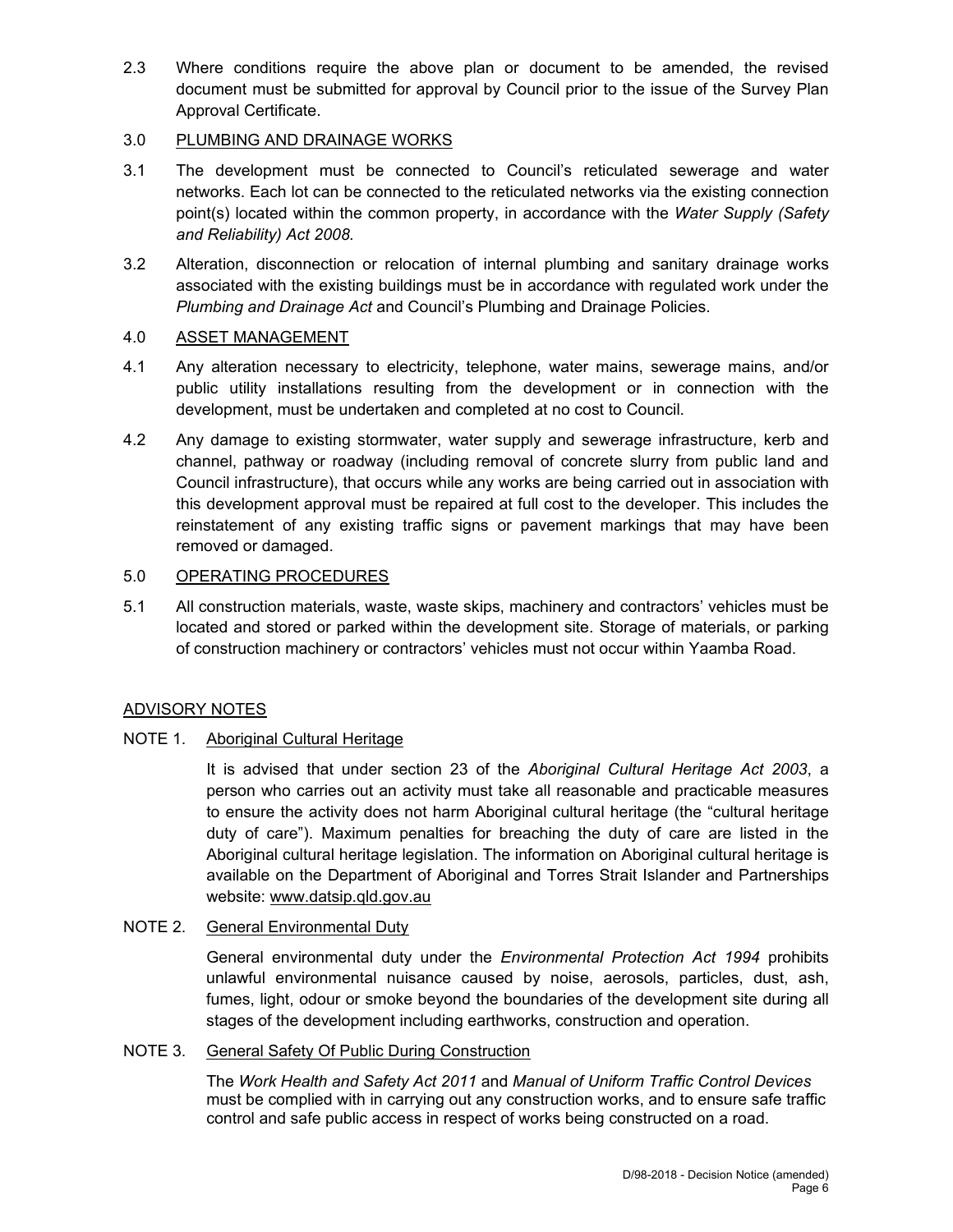2.3 Where conditions require the above plan or document to be amended, the revised document must be submitted for approval by Council prior to the issue of the Survey Plan Approval Certificate.

3.0 PLUMBING AND DRAINAGE WORKS

3.1 The development must be connected to Council's reticulated sewerage and water networks. Each lot can be connected to the reticulated networks via the existing connection point(s) located within the common property, in accordance with the *Water Supply (Safety and Reliability) Act 2008*.

3.2 Alteration, disconnection or relocation of internal plumbing and sanitary drainage works associated with the existing buildings must be in accordance with regulated work under the *Plumbing and Drainage Act* and Council's Plumbing and Drainage Policies.

4.0 ASSET MANAGEMENT

4.1 Any alteration necessary to electricity, telephone, water mains, sewerage mains, and/or public utility installations resulting from the development or in connection with the development, must be undertaken and completed at no cost to Council.

4.2 Any damage to existing stormwater, water supply and sewerage infrastructure, kerb and channel, pathway or roadway (including removal of concrete slurry from public land and Council infrastructure), that occurs while any works are being carried out in association with this development approval must be repaired at full cost to the developer. This includes the reinstatement of any existing traffic signs or pavement markings that may have been removed or damaged.

5.0 OPERATING PROCEDURES

5.1 All construction materials, waste, waste skips, machinery and contractors' vehicles must be located and stored or parked within the development site. Storage of materials, or parking of construction machinery or contractors' vehicles must not occur within Yaamba Road.

ADVISORY NOTES

NOTE 1. Aboriginal Cultural Heritage

It is advised that under section 23 of the *Aboriginal Cultural Heritage Act 2003*, a person who carries out an activity must take all reasonable and practicable measures to ensure the activity does not harm Aboriginal cultural heritage (the "cultural heritage duty of care"). Maximum penalties for breaching the duty of care are listed in the Aboriginal cultural heritage legislation. The information on Aboriginal cultural heritage is available on the Department of Aboriginal and Torres Strait Islander and Partnerships website: www.datsip.qld.gov.au

NOTE 2. General Environmental Duty

General environmental duty under the *Environmental Protection Act 1994* prohibits unlawful environmental nuisance caused by noise, aerosols, particles, dust, ash, fumes, light, odour or smoke beyond the boundaries of the development site during all stages of the development including earthworks, construction and operation.

NOTE 3. General Safety Of Public During Construction

The *Work Health and Safety Act 2011* and *Manual of Uniform Traffic Control Devices* must be complied with in carrying out any construction works, and to ensure safe traffic control and safe public access in respect of works being constructed on a road.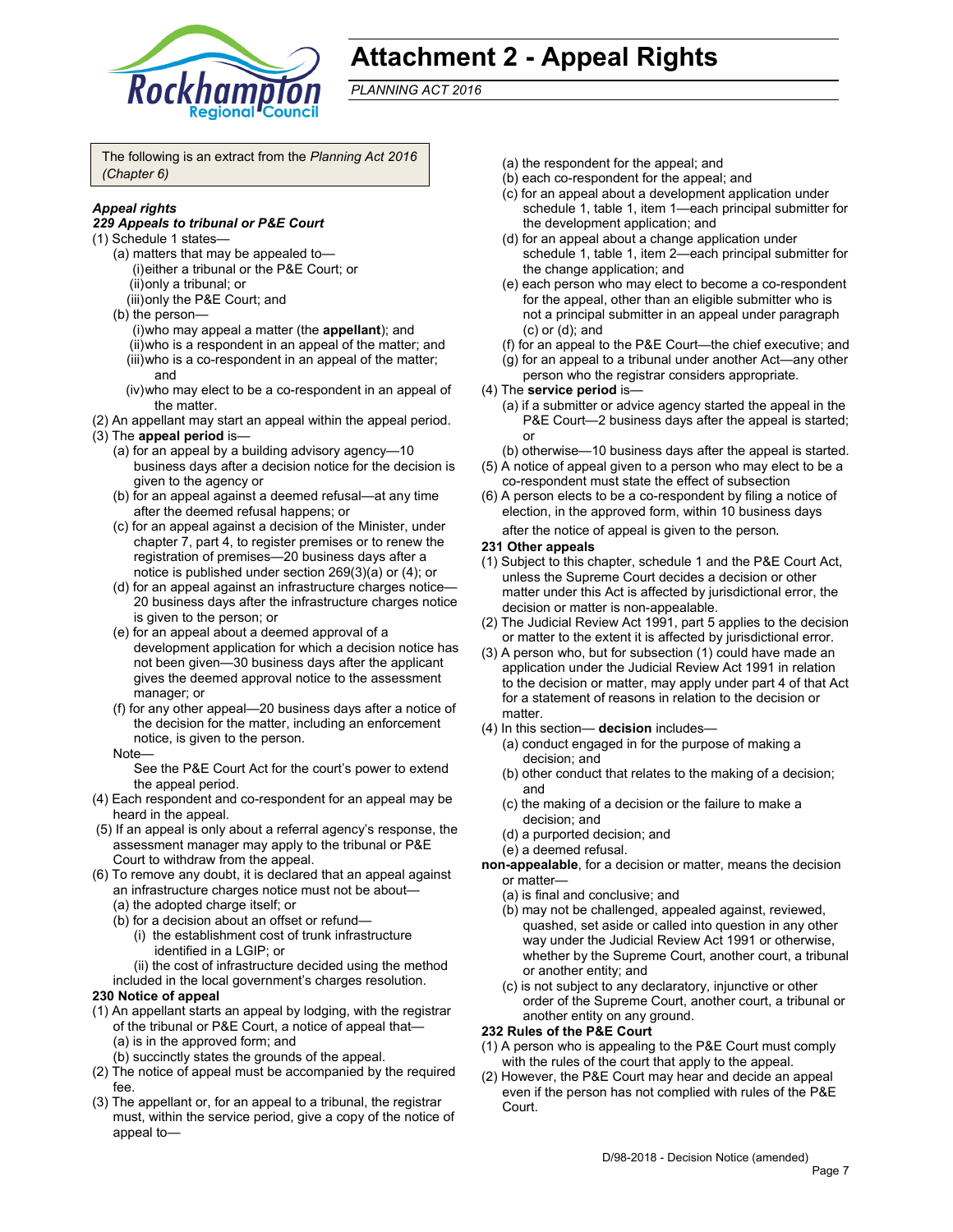# Attachment 2 - Appeal Rights

*PLANNING ACT 2016*

The following is an extract from the *Planning Act 2016 (Chapter 6)*

***Appeal rights***

***229 Appeals to tribunal or P&E Court***

(1) Schedule 1 states—
- (a) matters that may be appealed to—
  - (i) either a tribunal or the P&E Court; or
  - (ii) only a tribunal; or
  - (iii) only the P&E Court; and
- (b) the person—
  - (i) who may appeal a matter (the **appellant**); and
  - (ii) who is a respondent in an appeal of the matter; and
  - (iii) who is a co-respondent in an appeal of the matter; and
  - (iv) who may elect to be a co-respondent in an appeal of the matter.

(2) An appellant may start an appeal within the appeal period.

(3) The **appeal period** is—
- (a) for an appeal by a building advisory agency—10 business days after a decision notice for the decision is given to the agency or
- (b) for an appeal against a deemed refusal—at any time after the deemed refusal happens; or
- (c) for an appeal against a decision of the Minister, under chapter 7, part 4, to register premises or to renew the registration of premises—20 business days after a notice is published under section 269(3)(a) or (4); or
- (d) for an appeal against an infrastructure charges notice—20 business days after the infrastructure charges notice is given to the person; or
- (e) for an appeal about a deemed approval of a development application for which a decision notice has not been given—30 business days after the applicant gives the deemed approval notice to the assessment manager; or
- (f) for any other appeal—20 business days after a notice of the decision for the matter, including an enforcement notice, is given to the person.

Note—

See the P&E Court Act for the court's power to extend the appeal period.

(4) Each respondent and co-respondent for an appeal may be heard in the appeal.

(5) If an appeal is only about a referral agency's response, the assessment manager may apply to the tribunal or P&E Court to withdraw from the appeal.

(6) To remove any doubt, it is declared that an appeal against an infrastructure charges notice must not be about—
- (a) the adopted charge itself; or
- (b) for a decision about an offset or refund—
  - (i) the establishment cost of trunk infrastructure identified in a LGIP; or
  - (ii) the cost of infrastructure decided using the method included in the local government's charges resolution.

**230 Notice of appeal**

(1) An appellant starts an appeal by lodging, with the registrar of the tribunal or P&E Court, a notice of appeal that—
- (a) is in the approved form; and
- (b) succinctly states the grounds of the appeal.

(2) The notice of appeal must be accompanied by the required fee.

(3) The appellant or, for an appeal to a tribunal, the registrar must, within the service period, give a copy of the notice of appeal to—
- (a) the respondent for the appeal; and
- (b) each co-respondent for the appeal; and
- (c) for an appeal about a development application under schedule 1, table 1, item 1—each principal submitter for the development application; and
- (d) for an appeal about a change application under schedule 1, table 1, item 2—each principal submitter for the change application; and
- (e) each person who may elect to become a co-respondent for the appeal, other than an eligible submitter who is not a principal submitter in an appeal under paragraph (c) or (d); and
- (f) for an appeal to the P&E Court—the chief executive; and
- (g) for an appeal to a tribunal under another Act—any other person who the registrar considers appropriate.

(4) The **service period** is—
- (a) if a submitter or advice agency started the appeal in the P&E Court—2 business days after the appeal is started; or
- (b) otherwise—10 business days after the appeal is started.

(5) A notice of appeal given to a person who may elect to be a co-respondent must state the effect of subsection

(6) A person elects to be a co-respondent by filing a notice of election, in the approved form, within 10 business days after the notice of appeal is given to the person.

**231 Other appeals**

(1) Subject to this chapter, schedule 1 and the P&E Court Act, unless the Supreme Court decides a decision or other matter under this Act is affected by jurisdictional error, the decision or matter is non-appealable.

(2) The Judicial Review Act 1991, part 5 applies to the decision or matter to the extent it is affected by jurisdictional error.

(3) A person who, but for subsection (1) could have made an application under the Judicial Review Act 1991 in relation to the decision or matter, may apply under part 4 of that Act for a statement of reasons in relation to the decision or matter.

(4) In this section— **decision** includes—
- (a) conduct engaged in for the purpose of making a decision; and
- (b) other conduct that relates to the making of a decision; and
- (c) the making of a decision or the failure to make a decision; and
- (d) a purported decision; and
- (e) a deemed refusal.

**non-appealable**, for a decision or matter, means the decision or matter—
- (a) is final and conclusive; and
- (b) may not be challenged, appealed against, reviewed, quashed, set aside or called into question in any other way under the Judicial Review Act 1991 or otherwise, whether by the Supreme Court, another court, a tribunal or another entity; and
- (c) is not subject to any declaratory, injunctive or other order of the Supreme Court, another court, a tribunal or another entity on any ground.

**232 Rules of the P&E Court**

(1) A person who is appealing to the P&E Court must comply with the rules of the court that apply to the appeal.

(2) However, the P&E Court may hear and decide an appeal even if the person has not complied with rules of the P&E Court.

D/98-2018 - Decision Notice (amended)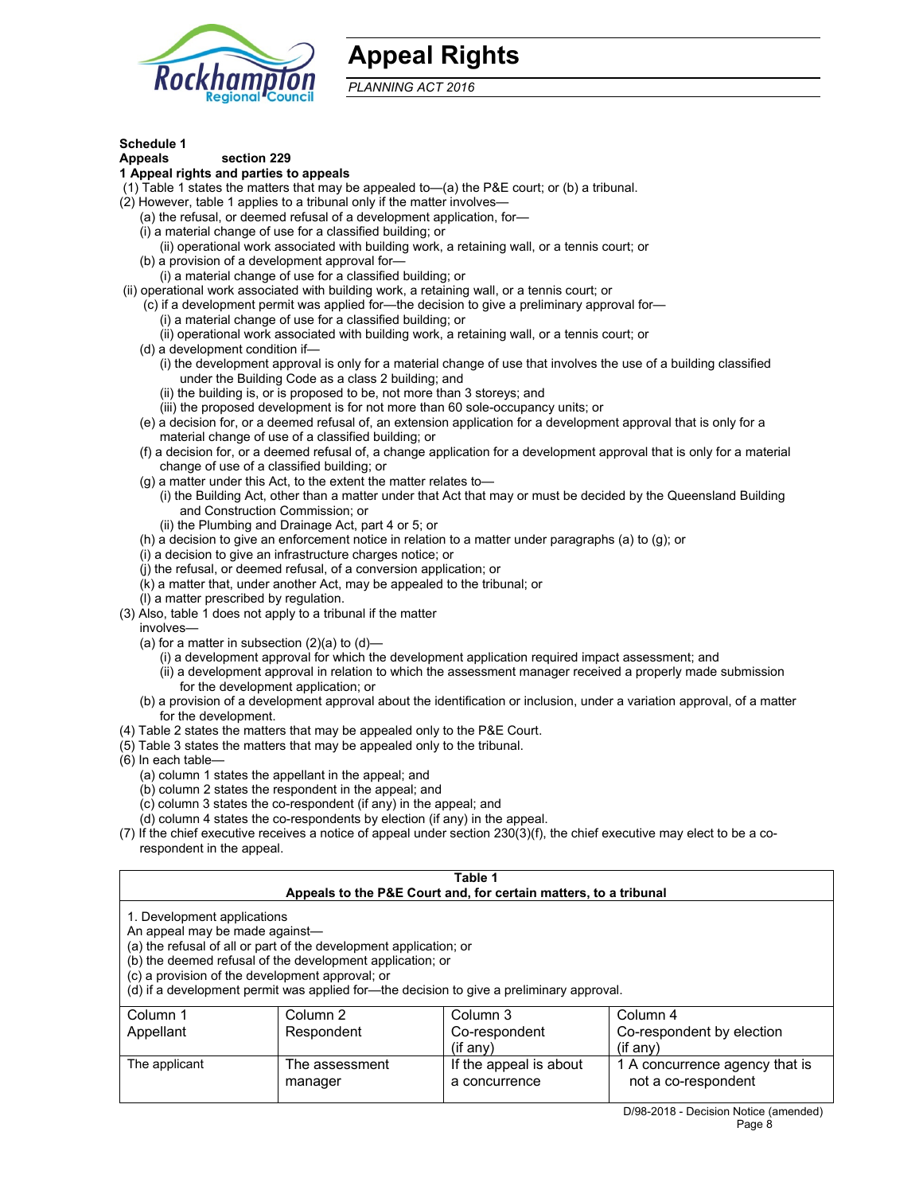# Appeal Rights

*PLANNING ACT 2016*

**Schedule 1**
**Appeals section 229**
**1 Appeal rights and parties to appeals**

(1) Table 1 states the matters that may be appealed to—(a) the P&E court; or (b) a tribunal.

(2) However, table 1 applies to a tribunal only if the matter involves—

(a) the refusal, or deemed refusal of a development application, for—

(i) a material change of use for a classified building; or

(ii) operational work associated with building work, a retaining wall, or a tennis court; or

(b) a provision of a development approval for—

(i) a material change of use for a classified building; or

(ii) operational work associated with building work, a retaining wall, or a tennis court; or

(c) if a development permit was applied for—the decision to give a preliminary approval for—

(i) a material change of use for a classified building; or

(ii) operational work associated with building work, a retaining wall, or a tennis court; or

(d) a development condition if—

(i) the development approval is only for a material change of use that involves the use of a building classified under the Building Code as a class 2 building; and

(ii) the building is, or is proposed to be, not more than 3 storeys; and

(iii) the proposed development is for not more than 60 sole-occupancy units; or

(e) a decision for, or a deemed refusal of, an extension application for a development approval that is only for a material change of use of a classified building; or

(f) a decision for, or a deemed refusal of, a change application for a development approval that is only for a material change of use of a classified building; or

(g) a matter under this Act, to the extent the matter relates to—

(i) the Building Act, other than a matter under that Act that may or must be decided by the Queensland Building and Construction Commission; or

(ii) the Plumbing and Drainage Act, part 4 or 5; or

(h) a decision to give an enforcement notice in relation to a matter under paragraphs (a) to (g); or

(i) a decision to give an infrastructure charges notice; or

(j) the refusal, or deemed refusal, of a conversion application; or

(k) a matter that, under another Act, may be appealed to the tribunal; or

(l) a matter prescribed by regulation.

(3) Also, table 1 does not apply to a tribunal if the matter involves—

(a) for a matter in subsection (2)(a) to (d)—

(i) a development approval for which the development application required impact assessment; and

(ii) a development approval in relation to which the assessment manager received a properly made submission for the development application; or

(b) a provision of a development approval about the identification or inclusion, under a variation approval, of a matter for the development.

(4) Table 2 states the matters that may be appealed only to the P&E Court.

(5) Table 3 states the matters that may be appealed only to the tribunal.

(6) In each table—

(a) column 1 states the appellant in the appeal; and

(b) column 2 states the respondent in the appeal; and

(c) column 3 states the co-respondent (if any) in the appeal; and

(d) column 4 states the co-respondents by election (if any) in the appeal.

(7) If the chief executive receives a notice of appeal under section 230(3)(f), the chief executive may elect to be a co-respondent in the appeal.

**Table 1**
**Appeals to the P&E Court and, for certain matters, to a tribunal**

1. Development applications
An appeal may be made against—
(a) the refusal of all or part of the development application; or
(b) the deemed refusal of the development application; or
(c) a provision of the development approval; or
(d) if a development permit was applied for—the decision to give a preliminary approval.

| Column 1<br>Appellant | Column 2<br>Respondent | Column 3<br>Co-respondent<br>(if any) | Column 4<br>Co-respondent by election<br>(if any) |
|---|---|---|---|
| The applicant | The assessment manager | If the appeal is about a concurrence | 1 A concurrence agency that is not a co-respondent |

D/98-2018 - Decision Notice (amended)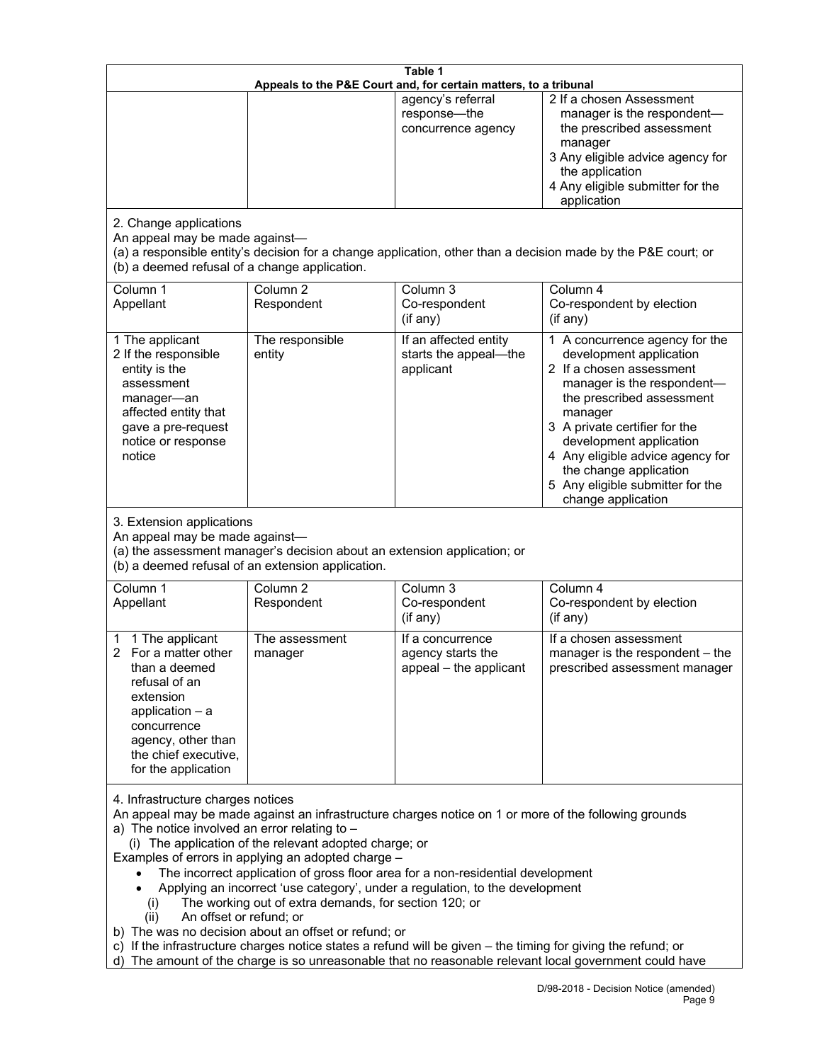| Table 1 | | | |
|---|---|---|---|
| Appeals to the P&E Court and, for certain matters, to a tribunal | | | |
| | | agency's referral response—the concurrence agency | 2 If a chosen Assessment manager is the respondent—the prescribed assessment manager<br>3 Any eligible advice agency for the application<br>4 Any eligible submitter for the application |
| 2. Change applications<br>An appeal may be made against—<br>(a) a responsible entity's decision for a change application, other than a decision made by the P&E court; or<br>(b) a deemed refusal of a change application. | | | |
| Column 1<br>Appellant | Column 2<br>Respondent | Column 3<br>Co-respondent<br>(if any) | Column 4<br>Co-respondent by election<br>(if any) |
| 1 The applicant<br>2 If the responsible entity is the assessment manager—an affected entity that gave a pre-request notice or response notice | The responsible entity | If an affected entity starts the appeal—the applicant | 1 A concurrence agency for the development application<br>2 If a chosen assessment manager is the respondent—the prescribed assessment manager<br>3 A private certifier for the development application<br>4 Any eligible advice agency for the change application<br>5 Any eligible submitter for the change application |
| 3. Extension applications<br>An appeal may be made against—<br>(a) the assessment manager's decision about an extension application; or<br>(b) a deemed refusal of an extension application. | | | |
| Column 1<br>Appellant | Column 2<br>Respondent | Column 3<br>Co-respondent<br>(if any) | Column 4<br>Co-respondent by election<br>(if any) |
| 1 1 The applicant<br>2 For a matter other than a deemed refusal of an extension application – a concurrence agency, other than the chief executive, for the application | The assessment manager | If a concurrence agency starts the appeal – the applicant | If a chosen assessment manager is the respondent – the prescribed assessment manager |
| 4. Infrastructure charges notices<br>An appeal may be made against an infrastructure charges notice on 1 or more of the following grounds<br>a) The notice involved an error relating to –<br>(i) The application of the relevant adopted charge; or<br>Examples of errors in applying an adopted charge –<br>• The incorrect application of gross floor area for a non-residential development<br>• Applying an incorrect 'use category', under a regulation, to the development<br>(i) The working out of extra demands, for section 120; or<br>(ii) An offset or refund; or<br>b) The was no decision about an offset or refund; or<br>c) If the infrastructure charges notice states a refund will be given – the timing for giving the refund; or<br>d) The amount of the charge is so unreasonable that no reasonable relevant local government could have | | | |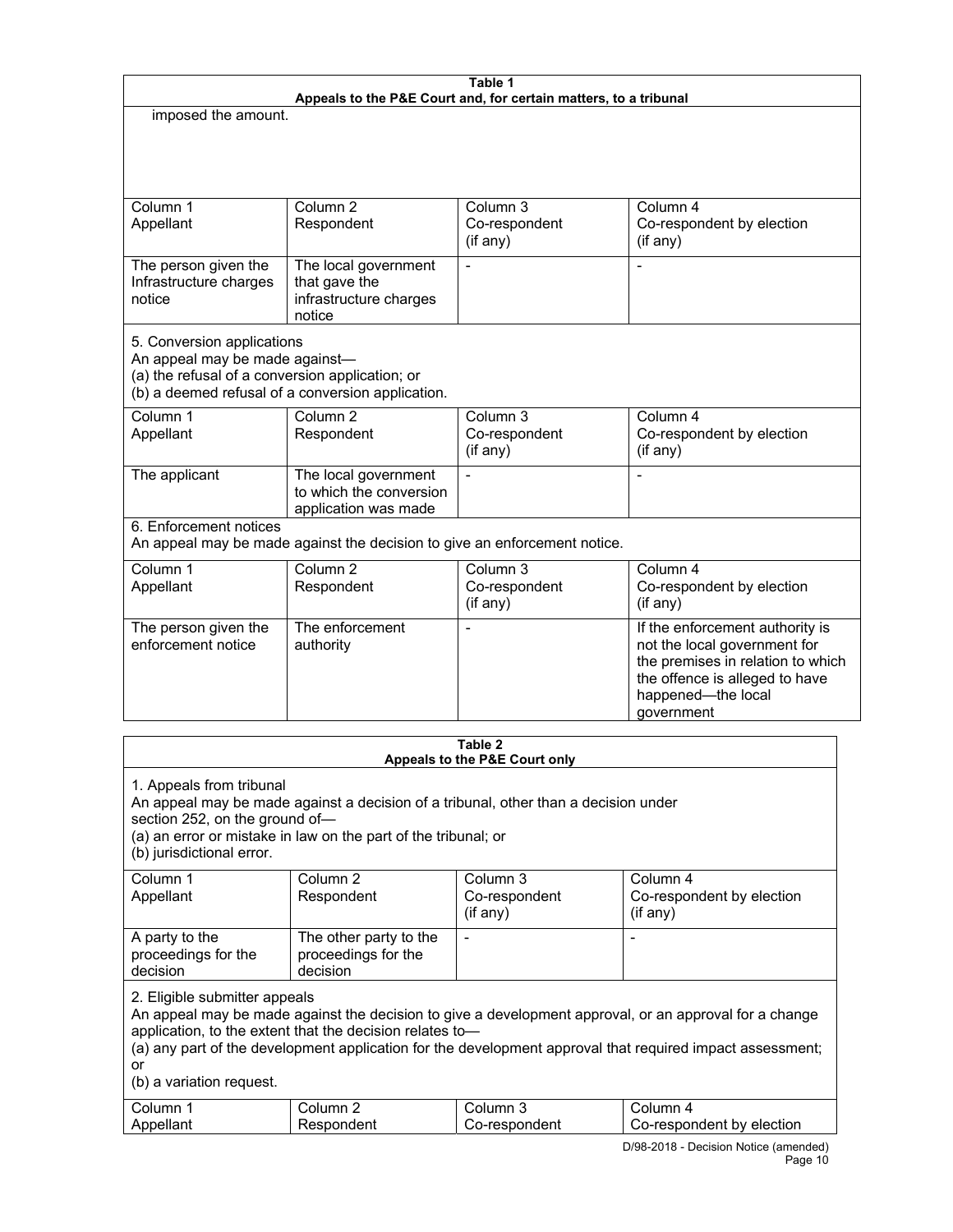**Table 1**
**Appeals to the P&E Court and, for certain matters, to a tribunal**

imposed the amount.

| Column 1<br>Appellant | Column 2<br>Respondent | Column 3<br>Co-respondent<br>(if any) | Column 4<br>Co-respondent by election<br>(if any) |
|---|---|---|---|
| The person given the Infrastructure charges notice | The local government that gave the infrastructure charges notice | - | - |

5. Conversion applications
An appeal may be made against—
(a) the refusal of a conversion application; or
(b) a deemed refusal of a conversion application.

| Column 1<br>Appellant | Column 2<br>Respondent | Column 3<br>Co-respondent<br>(if any) | Column 4<br>Co-respondent by election<br>(if any) |
|---|---|---|---|
| The applicant | The local government to which the conversion application was made | - | - |

6. Enforcement notices
An appeal may be made against the decision to give an enforcement notice.

| Column 1<br>Appellant | Column 2<br>Respondent | Column 3<br>Co-respondent<br>(if any) | Column 4<br>Co-respondent by election<br>(if any) |
|---|---|---|---|
| The person given the enforcement notice | The enforcement authority | - | If the enforcement authority is not the local government for the premises in relation to which the offence is alleged to have happened—the local government |

**Table 2**
**Appeals to the P&E Court only**

1. Appeals from tribunal
An appeal may be made against a decision of a tribunal, other than a decision under section 252, on the ground of—
(a) an error or mistake in law on the part of the tribunal; or
(b) jurisdictional error.

| Column 1<br>Appellant | Column 2<br>Respondent | Column 3<br>Co-respondent<br>(if any) | Column 4<br>Co-respondent by election<br>(if any) |
|---|---|---|---|
| A party to the proceedings for the decision | The other party to the proceedings for the decision | - | - |

2. Eligible submitter appeals
An appeal may be made against the decision to give a development approval, or an approval for a change application, to the extent that the decision relates to—
(a) any part of the development application for the development approval that required impact assessment; or
(b) a variation request.

| Column 1<br>Appellant | Column 2<br>Respondent | Column 3<br>Co-respondent | Column 4<br>Co-respondent by election |
|---|---|---|---|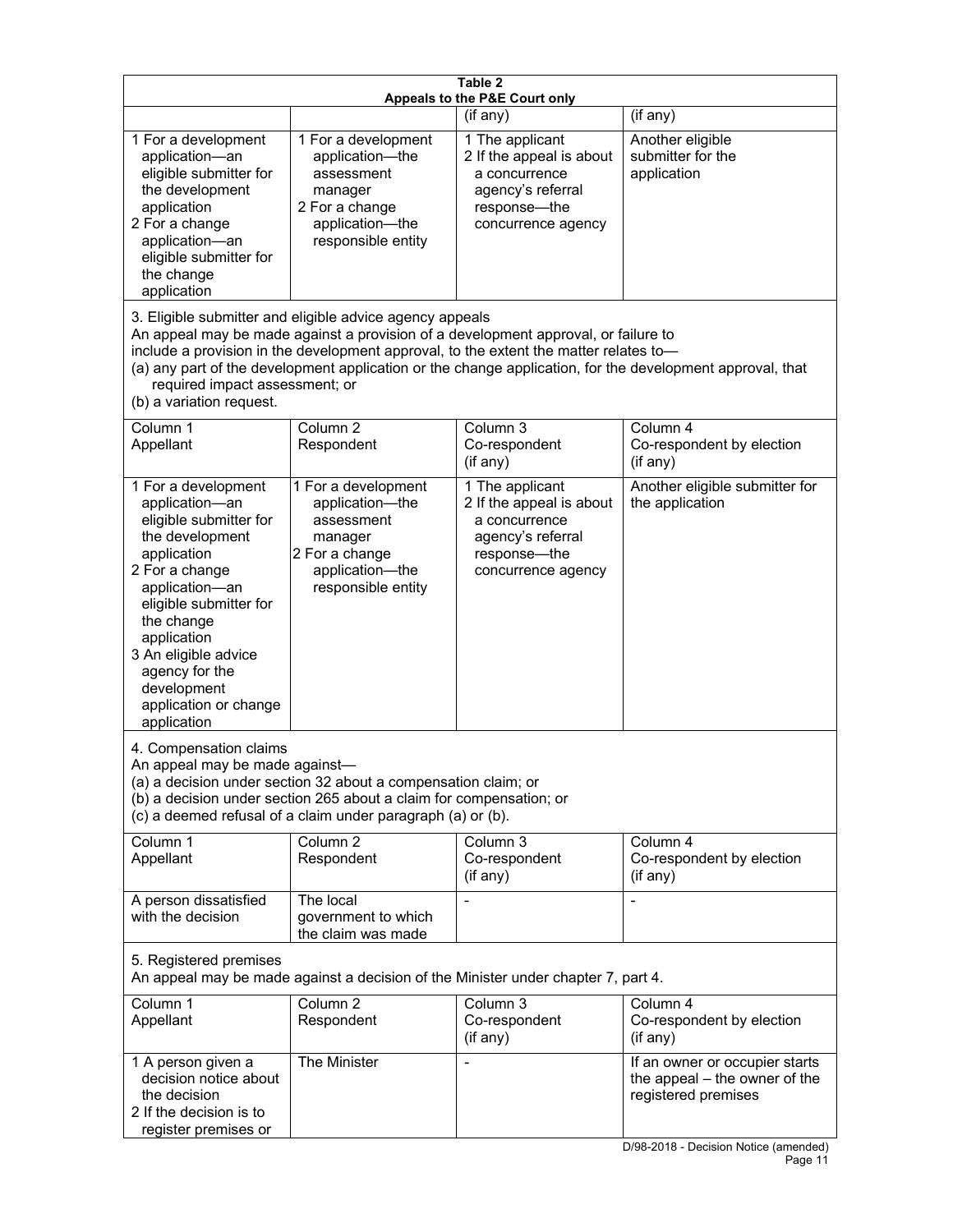**Table 2**
**Appeals to the P&E Court only**

| | | (if any) | (if any) |
|---|---|---|---|
| 1 For a development application—an eligible submitter for the development application<br>2 For a change application—an eligible submitter for the change application | 1 For a development application—the assessment manager<br>2 For a change application—the responsible entity | 1 The applicant<br>2 If the appeal is about a concurrence agency's referral response—the concurrence agency | Another eligible submitter for the application |

3. Eligible submitter and eligible advice agency appeals

An appeal may be made against a provision of a development approval, or failure to include a provision in the development approval, to the extent the matter relates to—

(a) any part of the development application or the change application, for the development approval, that required impact assessment; or

(b) a variation request.

| Column 1<br>Appellant | Column 2<br>Respondent | Column 3<br>Co-respondent<br>(if any) | Column 4<br>Co-respondent by election<br>(if any) |
|---|---|---|---|
| 1 For a development application—an eligible submitter for the development application<br>2 For a change application—an eligible submitter for the change application<br>3 An eligible advice agency for the development application or change application | 1 For a development application—the assessment manager<br>2 For a change application—the responsible entity | 1 The applicant<br>2 If the appeal is about a concurrence agency's referral response—the concurrence agency | Another eligible submitter for the application |

4. Compensation claims

An appeal may be made against—

(a) a decision under section 32 about a compensation claim; or

(b) a decision under section 265 about a claim for compensation; or

(c) a deemed refusal of a claim under paragraph (a) or (b).

| Column 1<br>Appellant | Column 2<br>Respondent | Column 3<br>Co-respondent<br>(if any) | Column 4<br>Co-respondent by election<br>(if any) |
|---|---|---|---|
| A person dissatisfied with the decision | The local government to which the claim was made | - | - |

5. Registered premises

An appeal may be made against a decision of the Minister under chapter 7, part 4.

| Column 1<br>Appellant | Column 2<br>Respondent | Column 3<br>Co-respondent<br>(if any) | Column 4<br>Co-respondent by election<br>(if any) |
|---|---|---|---|
| 1 A person given a decision notice about the decision<br>2 If the decision is to register premises or | The Minister | - | If an owner or occupier starts the appeal – the owner of the registered premises |

D/98-2018 - Decision Notice (amended)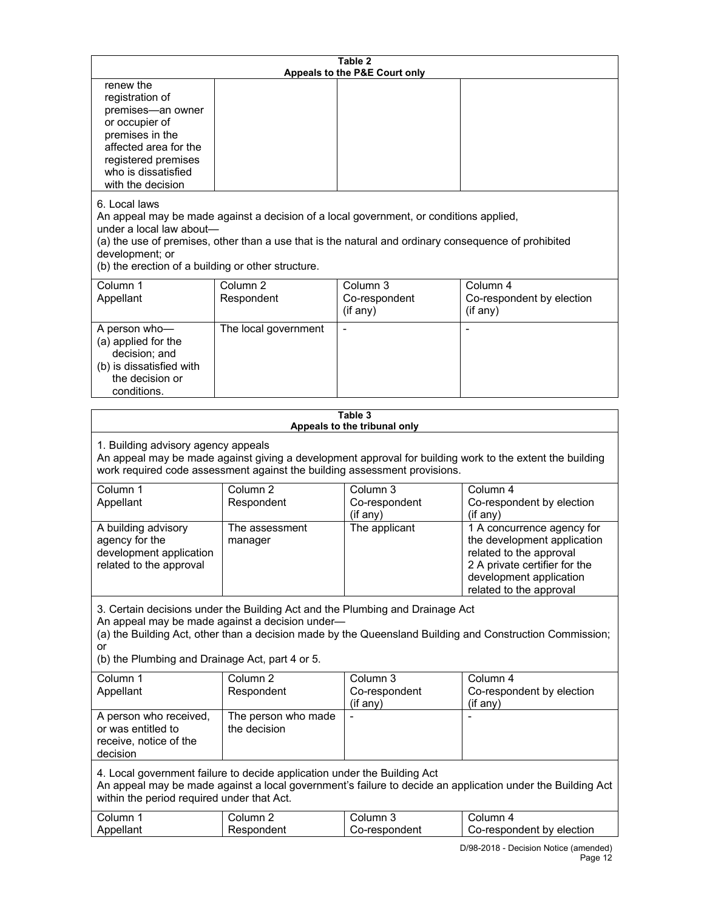**Table 2**
**Appeals to the P&E Court only**

| | | | |
|---|---|---|---|
| renew the registration of premises—an owner or occupier of premises in the affected area for the registered premises who is dissatisfied with the decision | | | |

6. Local laws
An appeal may be made against a decision of a local government, or conditions applied, under a local law about—
(a) the use of premises, other than a use that is the natural and ordinary consequence of prohibited development; or
(b) the erection of a building or other structure.

| Column 1<br>Appellant | Column 2<br>Respondent | Column 3<br>Co-respondent<br>(if any) | Column 4<br>Co-respondent by election<br>(if any) |
|---|---|---|---|
| A person who—<br>(a) applied for the decision; and<br>(b) is dissatisfied with the decision or conditions. | The local government | - | - |

**Table 3**
**Appeals to the tribunal only**

1. Building advisory agency appeals
An appeal may be made against giving a development approval for building work to the extent the building work required code assessment against the building assessment provisions.

| Column 1<br>Appellant | Column 2<br>Respondent | Column 3<br>Co-respondent<br>(if any) | Column 4<br>Co-respondent by election<br>(if any) |
|---|---|---|---|
| A building advisory agency for the development application related to the approval | The assessment manager | The applicant | 1 A concurrence agency for the development application related to the approval<br>2 A private certifier for the development application related to the approval |

3. Certain decisions under the Building Act and the Plumbing and Drainage Act
An appeal may be made against a decision under—
(a) the Building Act, other than a decision made by the Queensland Building and Construction Commission; or
(b) the Plumbing and Drainage Act, part 4 or 5.

| Column 1<br>Appellant | Column 2<br>Respondent | Column 3<br>Co-respondent<br>(if any) | Column 4<br>Co-respondent by election<br>(if any) |
|---|---|---|---|
| A person who received, or was entitled to receive, notice of the decision | The person who made the decision | - | - |

4. Local government failure to decide application under the Building Act
An appeal may be made against a local government's failure to decide an application under the Building Act within the period required under that Act.

| Column 1<br>Appellant | Column 2<br>Respondent | Column 3<br>Co-respondent | Column 4<br>Co-respondent by election |
|---|---|---|---|

D/98-2018 - Decision Notice (amended)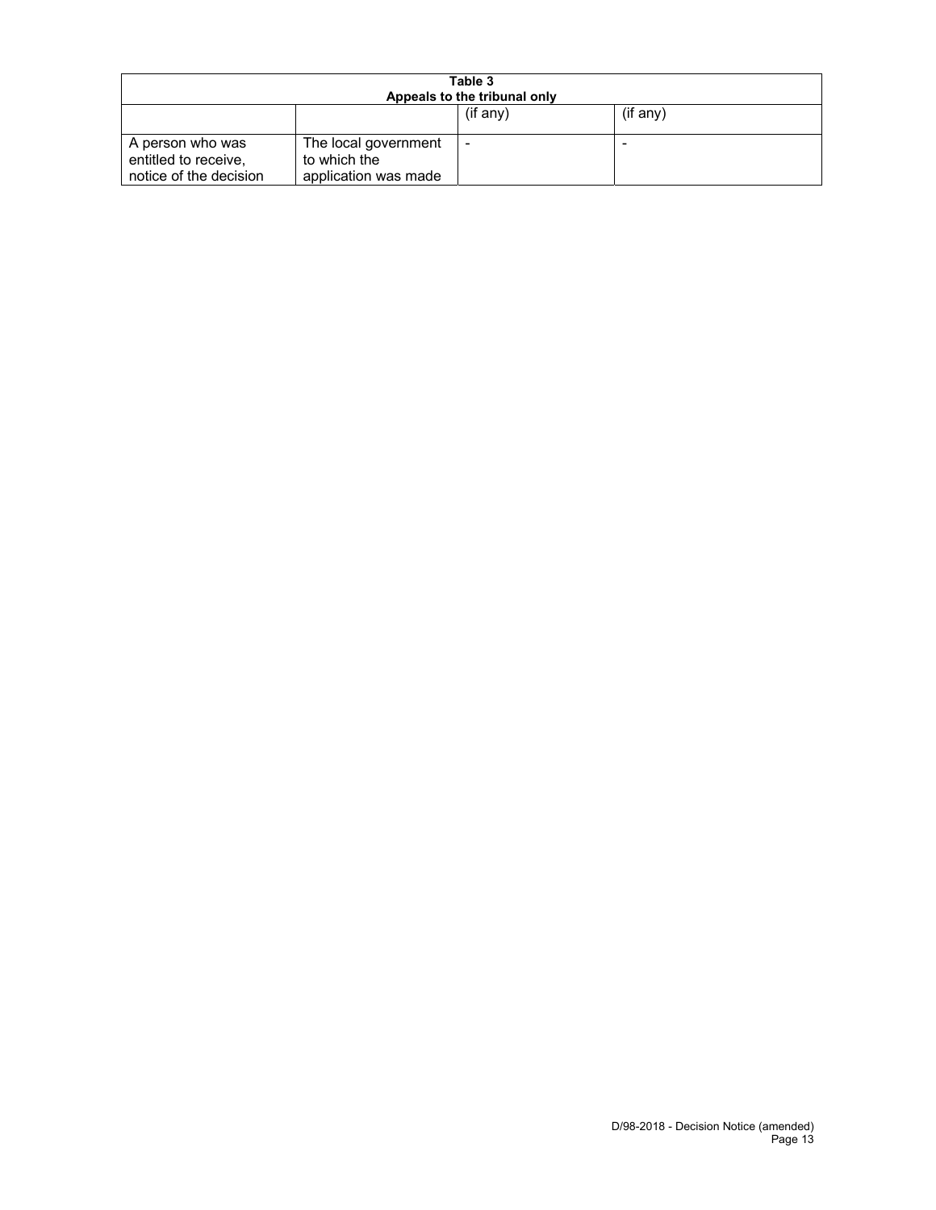| Table 3<br>Appeals to the tribunal only | | | |
| --- | --- | --- | --- |
| | | (if any) | (if any) |
| A person who was entitled to receive, notice of the decision | The local government to which the application was made | - | - |